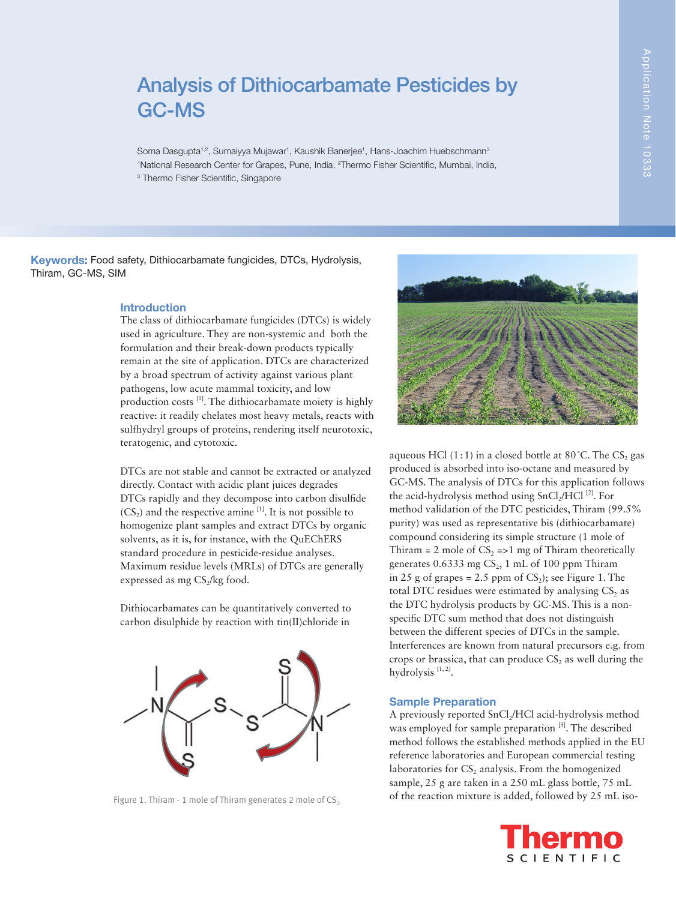# Analysis of Dithiocarbamate Pesticides by GC-MS

Soma Dasgupta[1,2], Sumaiyya Mujawar[1], Kaushik Banerjee[1], Hans-Joachim Huebschmann[3]
[1]National Research Center for Grapes, Pune, India, [2]Thermo Fisher Scientific, Mumbai, India, [3] Thermo Fisher Scientific, Singapore

**Keywords:** Food safety, Dithiocarbamate fungicides, DTCs, Hydrolysis, Thiram, GC-MS, SIM

## Introduction

The class of dithiocarbamate fungicides (DTCs) is widely used in agriculture. They are non-systemic and both the formulation and their break-down products typically remain at the site of application. DTCs are characterized by a broad spectrum of activity against various plant pathogens, low acute mammal toxicity, and low production costs [1]. The dithiocarbamate moiety is highly reactive: it readily chelates most heavy metals, reacts with sulfhydryl groups of proteins, rendering itself neurotoxic, teratogenic, and cytotoxic.

DTCs are not stable and cannot be extracted or analyzed directly. Contact with acidic plant juices degrades DTCs rapidly and they decompose into carbon disulfide ($CS_2$) and the respective amine [1]. It is not possible to homogenize plant samples and extract DTCs by organic solvents, as it is, for instance, with the QuEChERS standard procedure in pesticide-residue analyses. Maximum residue levels (MRLs) of DTCs are generally expressed as mg $CS_2$/kg food.

Dithiocarbamates can be quantitatively converted to carbon disulphide by reaction with tin(II)chloride in aqueous HCl (1 : 1) in a closed bottle at 80 °C. The $CS_2$ gas produced is absorbed into iso-octane and measured by GC-MS. The analysis of DTCs for this application follows the acid-hydrolysis method using $SnCl_2$/HCl [2]. For method validation of the DTC pesticides, Thiram (99.5% purity) was used as representative bis (dithiocarbamate) compound considering its simple structure (1 mole of Thiram = 2 mole of $CS_2$ =>1 mg of Thiram theoretically generates 0.6333 mg $CS_2$, 1 mL of 100 ppm Thiram in 25 g of grapes = 2.5 ppm of $CS_2$); see Figure 1. The total DTC residues were estimated by analysing $CS_2$ as the DTC hydrolysis products by GC-MS. This is a non-specific DTC sum method that does not distinguish between the different species of DTCs in the sample. Interferences are known from natural precursors e.g. from crops or brassica, that can produce $CS_2$ as well during the hydrolysis [1, 2].

Figure 1. Thiram - 1 mole of Thiram generates 2 mole of $CS_2$.

## Sample Preparation

A previously reported $SnCl_2$/HCl acid-hydrolysis method was employed for sample preparation [3]. The described method follows the established methods applied in the EU reference laboratories and European commercial testing laboratories for $CS_2$ analysis. From the homogenized sample, 25 g are taken in a 250 mL glass bottle, 75 mL of the reaction mixture is added, followed by 25 mL iso-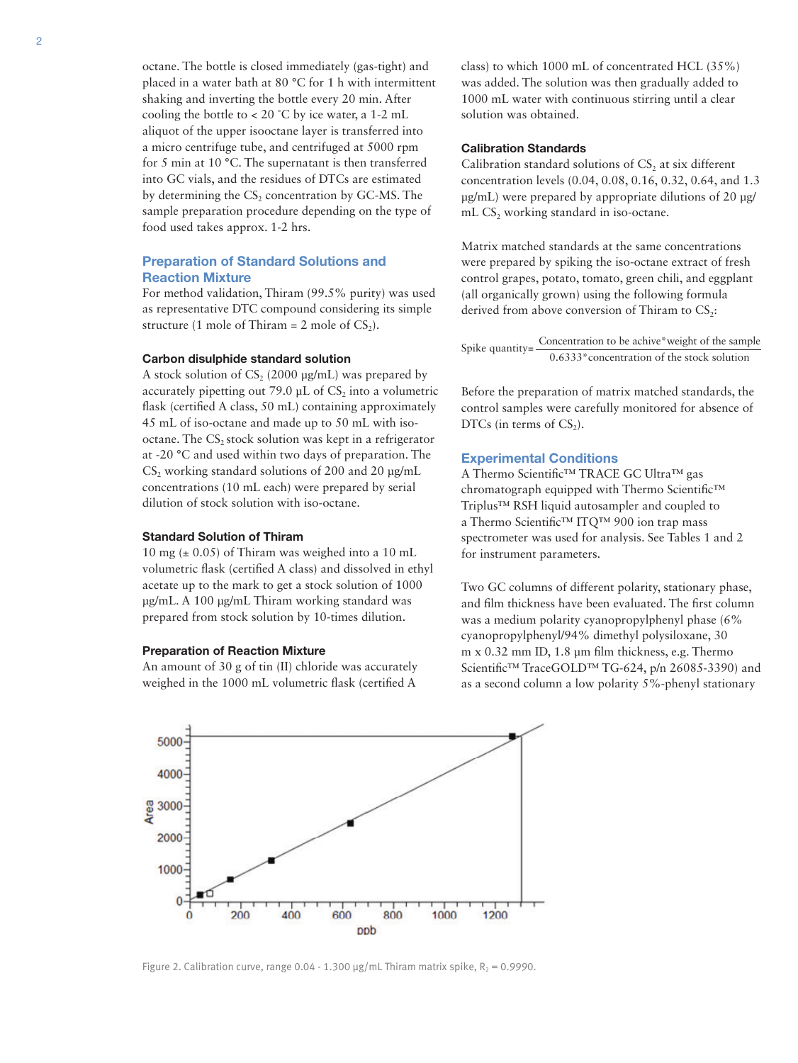octane. The bottle is closed immediately (gas-tight) and placed in a water bath at 80 °C for 1 h with intermittent shaking and inverting the bottle every 20 min. After cooling the bottle to < 20 °C by ice water, a 1-2 mL aliquot of the upper isooctane layer is transferred into a micro centrifuge tube, and centrifuged at 5000 rpm for 5 min at 10 °C. The supernatant is then transferred into GC vials, and the residues of DTCs are estimated by determining the $CS_2$ concentration by GC-MS. The sample preparation procedure depending on the type of food used takes approx. 1-2 hrs.

## Preparation of Standard Solutions and Reaction Mixture

For method validation, Thiram (99.5% purity) was used as representative DTC compound considering its simple structure (1 mole of Thiram = 2 mole of $CS_2$).

### Carbon disulphide standard solution

A stock solution of $CS_2$ (2000 µg/mL) was prepared by accurately pipetting out 79.0 µL of $CS_2$ into a volumetric flask (certified A class, 50 mL) containing approximately 45 mL of iso-octane and made up to 50 mL with iso-octane. The $CS_2$ stock solution was kept in a refrigerator at -20 °C and used within two days of preparation. The $CS_2$ working standard solutions of 200 and 20 µg/mL concentrations (10 mL each) were prepared by serial dilution of stock solution with iso-octane.

### Standard Solution of Thiram

10 mg (± 0.05) of Thiram was weighed into a 10 mL volumetric flask (certified A class) and dissolved in ethyl acetate up to the mark to get a stock solution of 1000 µg/mL. A 100 µg/mL Thiram working standard was prepared from stock solution by 10-times dilution.

### Preparation of Reaction Mixture

An amount of 30 g of tin (II) chloride was accurately weighed in the 1000 mL volumetric flask (certified A class) to which 1000 mL of concentrated HCL (35%) was added. The solution was then gradually added to 1000 mL water with continuous stirring until a clear solution was obtained.

### Calibration Standards

Calibration standard solutions of $CS_2$ at six different concentration levels (0.04, 0.08, 0.16, 0.32, 0.64, and 1.3 µg/mL) were prepared by appropriate dilutions of 20 µg/mL $CS_2$ working standard in iso-octane.

Matrix matched standards at the same concentrations were prepared by spiking the iso-octane extract of fresh control grapes, potato, tomato, green chili, and eggplant (all organically grown) using the following formula derived from above conversion of Thiram to $CS_2$:

$$\text{Spike quantity} = \frac{\text{Concentration to be achive} * \text{weight of the sample}}{0.6333 * \text{concentration of the stock solution}}$$

Before the preparation of matrix matched standards, the control samples were carefully monitored for absence of DTCs (in terms of $CS_2$).

## Experimental Conditions

A Thermo Scientific™ TRACE GC Ultra™ gas chromatograph equipped with Thermo Scientific™ Triplus™ RSH liquid autosampler and coupled to a Thermo Scientific™ ITQ™ 900 ion trap mass spectrometer was used for analysis. See Tables 1 and 2 for instrument parameters.

Two GC columns of different polarity, stationary phase, and film thickness have been evaluated. The first column was a medium polarity cyanopropylphenyl phase (6% cyanopropylphenyl/94% dimethyl polysiloxane, 30 m x 0.32 mm ID, 1.8 µm film thickness, e.g. Thermo Scientific™ TraceGOLD™ TG-624, p/n 26085-3390) and as a second column a low polarity 5%-phenyl stationary

Figure 2. Calibration curve, range 0.04 - 1.300 µg/mL Thiram matrix spike, $R_2$ = 0.9990.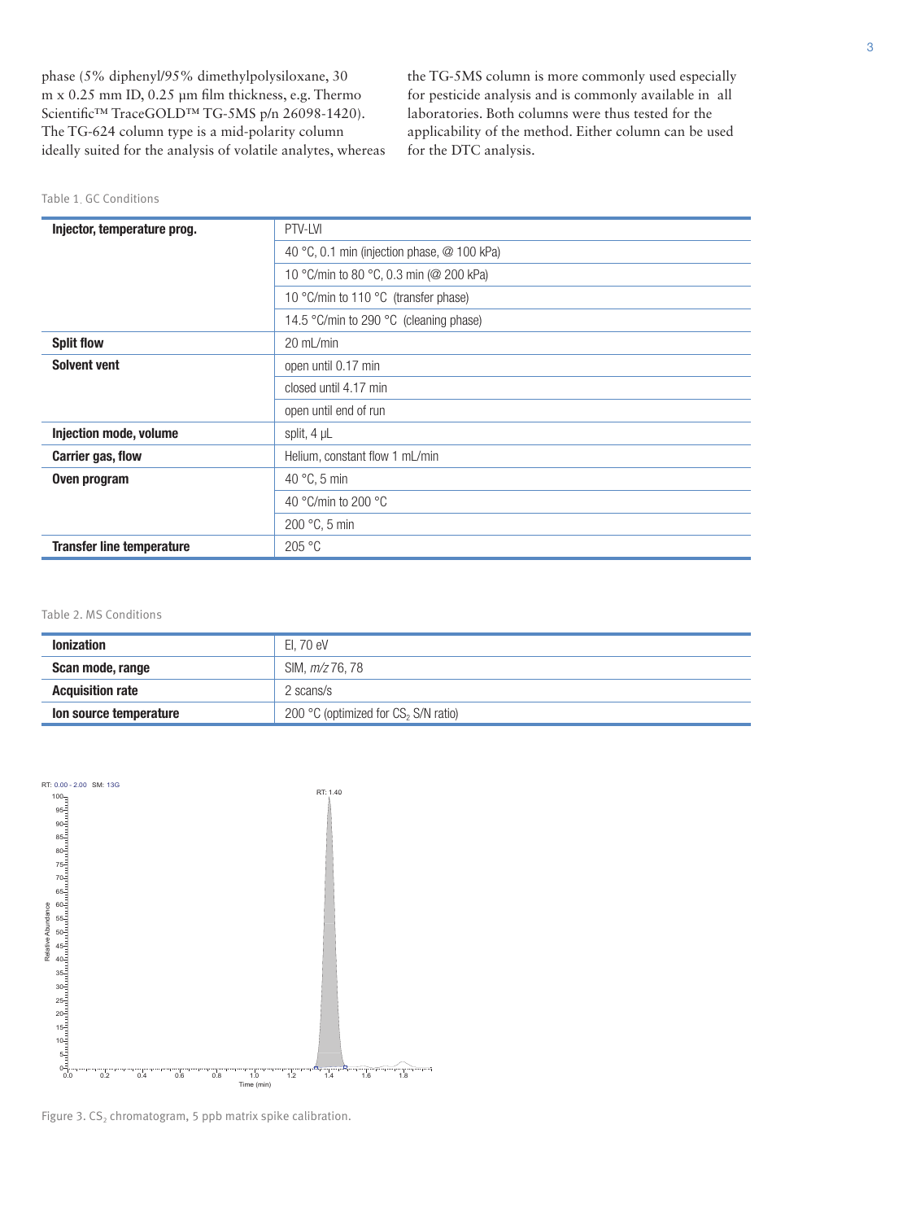phase (5% diphenyl/95% dimethylpolysiloxane, 30 m x 0.25 mm ID, 0.25 µm film thickness, e.g. Thermo Scientific™ TraceGOLD™ TG-5MS p/n 26098-1420). The TG-624 column type is a mid-polarity column ideally suited for the analysis of volatile analytes, whereas the TG-5MS column is more commonly used especially for pesticide analysis and is commonly available in all laboratories. Both columns were thus tested for the applicability of the method. Either column can be used for the DTC analysis.

Table 1. GC Conditions

| | |
|---|---|
| **Injector, temperature prog.** | PTV-LVI |
| | 40 °C, 0.1 min (injection phase, @ 100 kPa) |
| | 10 °C/min to 80 °C, 0.3 min (@ 200 kPa) |
| | 10 °C/min to 110 °C (transfer phase) |
| | 14.5 °C/min to 290 °C (cleaning phase) |
| **Split flow** | 20 mL/min |
| **Solvent vent** | open until 0.17 min |
| | closed until 4.17 min |
| | open until end of run |
| **Injection mode, volume** | split, 4 µL |
| **Carrier gas, flow** | Helium, constant flow 1 mL/min |
| **Oven program** | 40 °C, 5 min |
| | 40 °C/min to 200 °C |
| | 200 °C, 5 min |
| **Transfer line temperature** | 205 °C |

Table 2. MS Conditions

| | |
|---|---|
| **Ionization** | EI, 70 eV |
| **Scan mode, range** | SIM, *m/z* 76, 78 |
| **Acquisition rate** | 2 scans/s |
| **Ion source temperature** | 200 °C (optimized for $CS_2$ S/N ratio) |

Figure 3. $CS_2$ chromatogram, 5 ppb matrix spike calibration.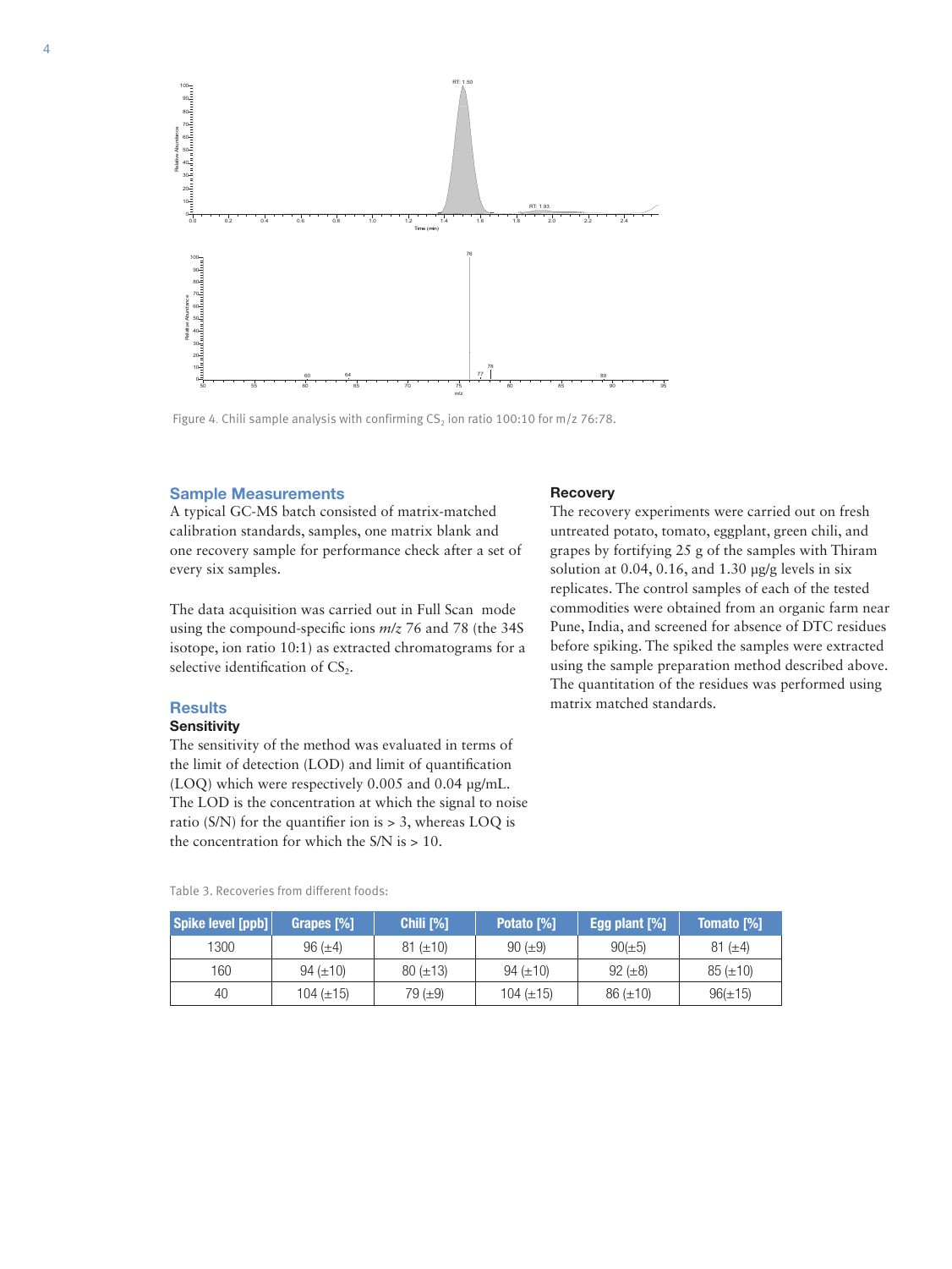Figure 4. Chili sample analysis with confirming $CS_2$ ion ratio 100:10 for m/z 76:78.

## Sample Measurements

A typical GC-MS batch consisted of matrix-matched calibration standards, samples, one matrix blank and one recovery sample for performance check after a set of every six samples.

The data acquisition was carried out in Full Scan mode using the compound-specific ions *m/z* 76 and 78 (the 34S isotope, ion ratio 10:1) as extracted chromatograms for a selective identification of $CS_2$.

## Results

### Sensitivity

The sensitivity of the method was evaluated in terms of the limit of detection (LOD) and limit of quantification (LOQ) which were respectively 0.005 and 0.04 µg/mL. The LOD is the concentration at which the signal to noise ratio (S/N) for the quantifier ion is > 3, whereas LOQ is the concentration for which the S/N is > 10.

### Recovery

The recovery experiments were carried out on fresh untreated potato, tomato, eggplant, green chili, and grapes by fortifying 25 g of the samples with Thiram solution at 0.04, 0.16, and 1.30 µg/g levels in six replicates. The control samples of each of the tested commodities were obtained from an organic farm near Pune, India, and screened for absence of DTC residues before spiking. The spiked the samples were extracted using the sample preparation method described above. The quantitation of the residues was performed using matrix matched standards.

Table 3. Recoveries from different foods:

| Spike level [ppb] | Grapes [%] | Chili [%] | Potato [%] | Egg plant [%] | Tomato [%] |
|---|---|---|---|---|---|
| 1300 | 96 (±4) | 81 (±10) | 90 (±9) | 90(±5) | 81 (±4) |
| 160 | 94 (±10) | 80 (±13) | 94 (±10) | 92 (±8) | 85 (±10) |
| 40 | 104 (±15) | 79 (±9) | 104 (±15) | 86 (±10) | 96(±15) |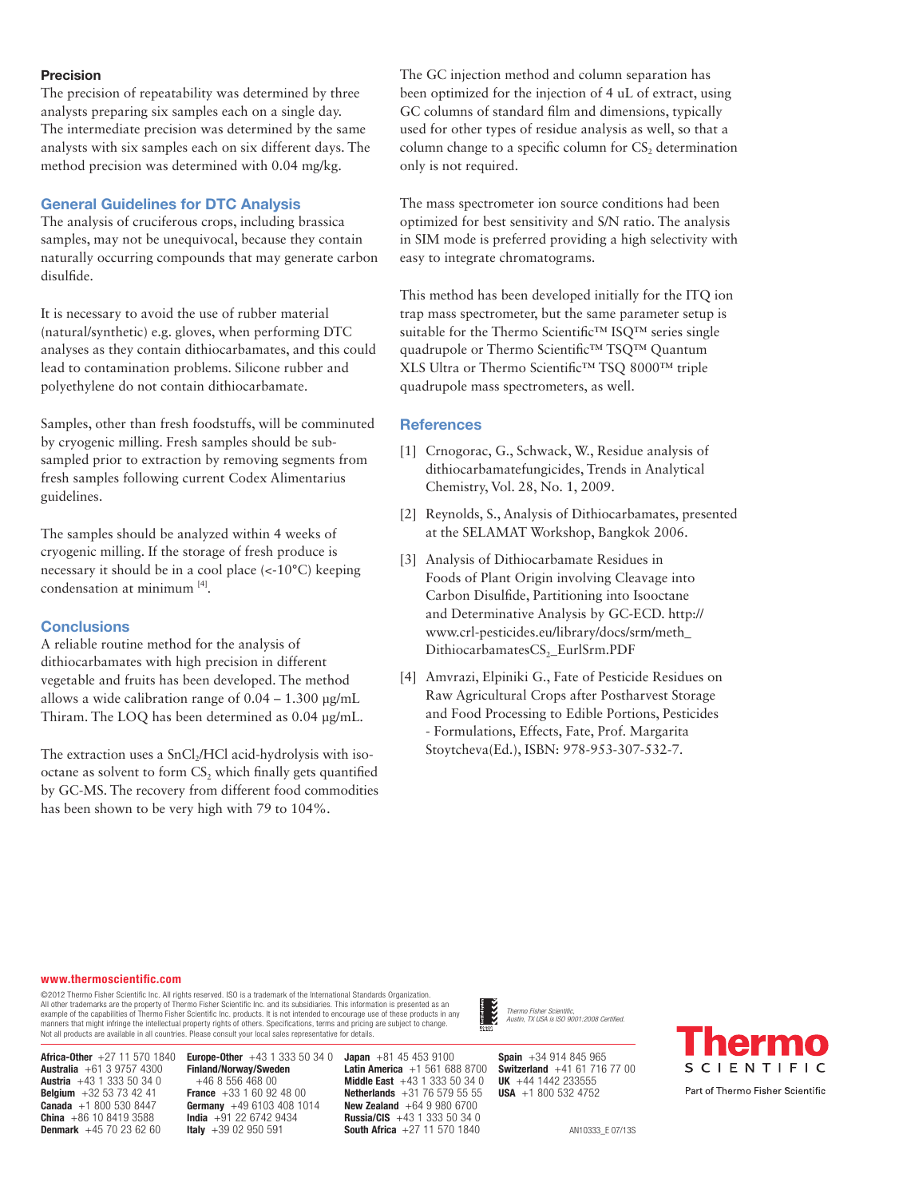### Precision

The precision of repeatability was determined by three analysts preparing six samples each on a single day. The intermediate precision was determined by the same analysts with six samples each on six different days. The method precision was determined with 0.04 mg/kg.

## General Guidelines for DTC Analysis

The analysis of cruciferous crops, including brassica samples, may not be unequivocal, because they contain naturally occurring compounds that may generate carbon disulfide.

It is necessary to avoid the use of rubber material (natural/synthetic) e.g. gloves, when performing DTC analyses as they contain dithiocarbamates, and this could lead to contamination problems. Silicone rubber and polyethylene do not contain dithiocarbamate.

Samples, other than fresh foodstuffs, will be comminuted by cryogenic milling. Fresh samples should be subsampled prior to extraction by removing segments from fresh samples following current Codex Alimentarius guidelines.

The samples should be analyzed within 4 weeks of cryogenic milling. If the storage of fresh produce is necessary it should be in a cool place (<-10°C) keeping condensation at minimum [4].

## Conclusions

A reliable routine method for the analysis of dithiocarbamates with high precision in different vegetable and fruits has been developed. The method allows a wide calibration range of 0.04 – 1.300 µg/mL Thiram. The LOQ has been determined as 0.04 µg/mL.

The extraction uses a $SnCl_2$/HCl acid-hydrolysis with iso-octane as solvent to form $CS_2$ which finally gets quantified by GC-MS. The recovery from different food commodities has been shown to be very high with 79 to 104%.

The GC injection method and column separation has been optimized for the injection of 4 uL of extract, using GC columns of standard film and dimensions, typically used for other types of residue analysis as well, so that a column change to a specific column for $CS_2$ determination only is not required.

The mass spectrometer ion source conditions had been optimized for best sensitivity and S/N ratio. The analysis in SIM mode is preferred providing a high selectivity with easy to integrate chromatograms.

This method has been developed initially for the ITQ ion trap mass spectrometer, but the same parameter setup is suitable for the Thermo Scientific™ ISQ™ series single quadrupole or Thermo Scientific™ TSQ™ Quantum XLS Ultra or Thermo Scientific™ TSQ 8000™ triple quadrupole mass spectrometers, as well.

## References

[1] Crnogorac, G., Schwack, W., Residue analysis of dithiocarbamatefungicides, Trends in Analytical Chemistry, Vol. 28, No. 1, 2009.

[2] Reynolds, S., Analysis of Dithiocarbamates, presented at the SELAMAT Workshop, Bangkok 2006.

[3] Analysis of Dithiocarbamate Residues in Foods of Plant Origin involving Cleavage into Carbon Disulfide, Partitioning into Isooctane and Determinative Analysis by GC-ECD. http://www.crl-pesticides.eu/library/docs/srm/meth_DithiocarbamatesCS2_EurlSrm.PDF

[4] Amvrazi, Elpiniki G., Fate of Pesticide Residues on Raw Agricultural Crops after Postharvest Storage and Food Processing to Edible Portions, Pesticides - Formulations, Effects, Fate, Prof. Margarita Stoytcheva(Ed.), ISBN: 978-953-307-532-7.

www.thermoscientific.com

©2012 Thermo Fisher Scientific Inc. All rights reserved. ISO is a trademark of the International Standards Organization. All other trademarks are the property of Thermo Fisher Scientific Inc. and its subsidiaries. This information is presented as an example of the capabilities of Thermo Fisher Scientific Inc. products. It is not intended to encourage use of these products in any manners that might infringe the intellectual property rights of others. Specifications, terms and pricing are subject to change. Not all products are available in all countries. Please consult your local sales representative for details.

*Thermo Fisher Scientific, Austin, TX USA is ISO 9001:2008 Certified.*

**Africa-Other** +27 11 570 1840
**Australia** +61 3 9757 4300
**Austria** +43 1 333 50 34 0
**Belgium** +32 53 73 42 41
**Canada** +1 800 530 8447
**China** +86 10 8419 3588
**Denmark** +45 70 23 62 60
**Europe-Other** +43 1 333 50 34 0
**Finland/Norway/Sweden** +46 8 556 468 00
**France** +33 1 60 92 48 00
**Germany** +49 6103 408 1014
**India** +91 22 6742 9434
**Italy** +39 02 950 591
**Japan** +81 45 453 9100
**Latin America** +1 561 688 8700
**Middle East** +43 1 333 50 34 0
**Netherlands** +31 76 579 55 55
**New Zealand** +64 9 980 6700
**Russia/CIS** +43 1 333 50 34 0
**South Africa** +27 11 570 1840
**Spain** +34 914 845 965
**Switzerland** +41 61 716 77 00
**UK** +44 1442 233555
**USA** +1 800 532 4752

Thermo SCIENTIFIC
Part of Thermo Fisher Scientific

AN10333_E 07/13S